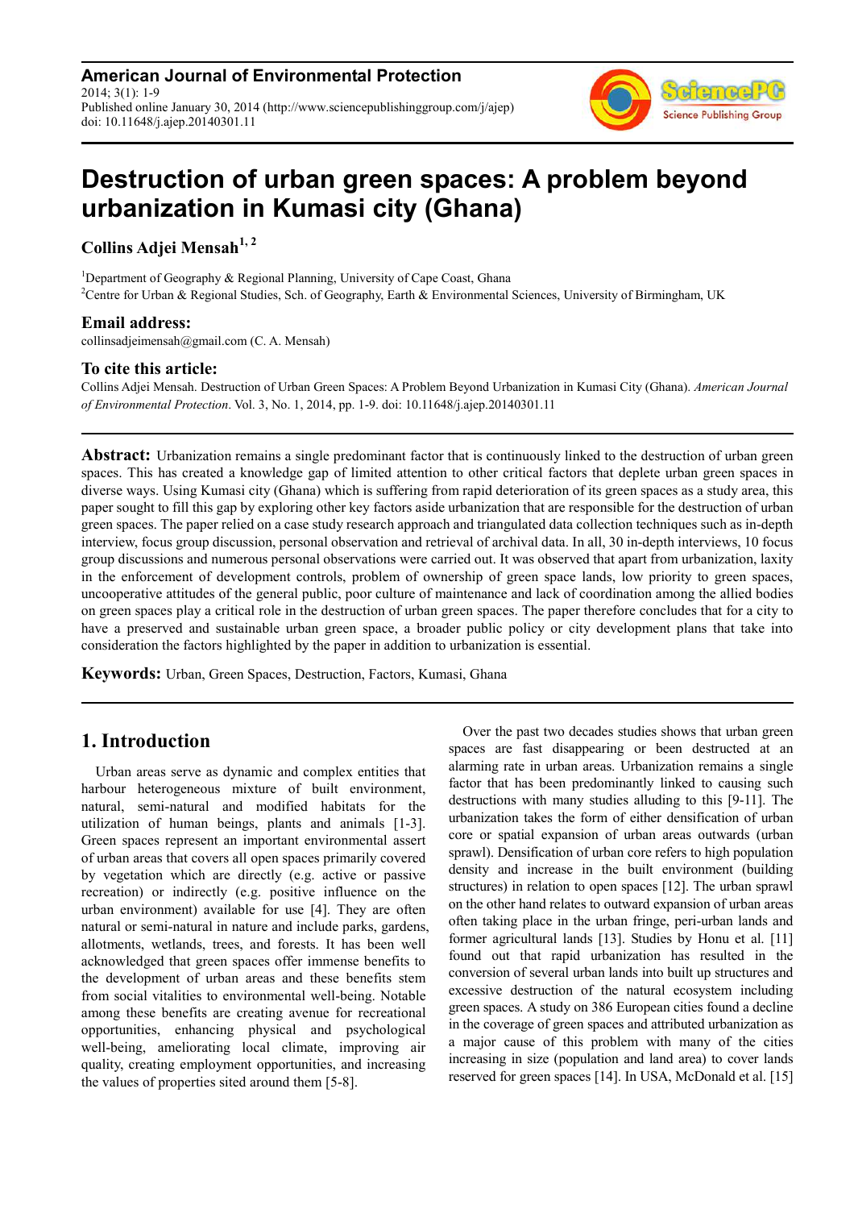**American Journal of Environmental Protection**
2014; 3(1): 1-9
Published online January 30, 2014 (http://www.sciencepublishinggroup.com/j/ajep)
doi: 10.11648/j.ajep.20140301.11

# Destruction of urban green spaces: A problem beyond urbanization in Kumasi city (Ghana)

**Collins Adjei Mensah[1, 2]**

[1]Department of Geography & Regional Planning, University of Cape Coast, Ghana
[2]Centre for Urban & Regional Studies, Sch. of Geography, Earth & Environmental Sciences, University of Birmingham, UK

### Email address:
collinsadjeimensah@gmail.com (C. A. Mensah)

### To cite this article:
Collins Adjei Mensah. Destruction of Urban Green Spaces: A Problem Beyond Urbanization in Kumasi City (Ghana). *American Journal of Environmental Protection*. Vol. 3, No. 1, 2014, pp. 1-9. doi: 10.11648/j.ajep.20140301.11

**Abstract:** Urbanization remains a single predominant factor that is continuously linked to the destruction of urban green spaces. This has created a knowledge gap of limited attention to other critical factors that deplete urban green spaces in diverse ways. Using Kumasi city (Ghana) which is suffering from rapid deterioration of its green spaces as a study area, this paper sought to fill this gap by exploring other key factors aside urbanization that are responsible for the destruction of urban green spaces. The paper relied on a case study research approach and triangulated data collection techniques such as in-depth interview, focus group discussion, personal observation and retrieval of archival data. In all, 30 in-depth interviews, 10 focus group discussions and numerous personal observations were carried out. It was observed that apart from urbanization, laxity in the enforcement of development controls, problem of ownership of green space lands, low priority to green spaces, uncooperative attitudes of the general public, poor culture of maintenance and lack of coordination among the allied bodies on green spaces play a critical role in the destruction of urban green spaces. The paper therefore concludes that for a city to have a preserved and sustainable urban green space, a broader public policy or city development plans that take into consideration the factors highlighted by the paper in addition to urbanization is essential.

**Keywords:** Urban, Green Spaces, Destruction, Factors, Kumasi, Ghana

## 1. Introduction

Urban areas serve as dynamic and complex entities that harbour heterogeneous mixture of built environment, natural, semi-natural and modified habitats for the utilization of human beings, plants and animals [1-3]. Green spaces represent an important environmental assert of urban areas that covers all open spaces primarily covered by vegetation which are directly (e.g. active or passive recreation) or indirectly (e.g. positive influence on the urban environment) available for use [4]. They are often natural or semi-natural in nature and include parks, gardens, allotments, wetlands, trees, and forests. It has been well acknowledged that green spaces offer immense benefits to the development of urban areas and these benefits stem from social vitalities to environmental well-being. Notable among these benefits are creating avenue for recreational opportunities, enhancing physical and psychological well-being, ameliorating local climate, improving air quality, creating employment opportunities, and increasing the values of properties sited around them [5-8].

Over the past two decades studies shows that urban green spaces are fast disappearing or been destructed at an alarming rate in urban areas. Urbanization remains a single factor that has been predominantly linked to causing such destructions with many studies alluding to this [9-11]. The urbanization takes the form of either densification of urban core or spatial expansion of urban areas outwards (urban sprawl). Densification of urban core refers to high population density and increase in the built environment (building structures) in relation to open spaces [12]. The urban sprawl on the other hand relates to outward expansion of urban areas often taking place in the urban fringe, peri-urban lands and former agricultural lands [13]. Studies by Honu et al. [11] found out that rapid urbanization has resulted in the conversion of several urban lands into built up structures and excessive destruction of the natural ecosystem including green spaces. A study on 386 European cities found a decline in the coverage of green spaces and attributed urbanization as a major cause of this problem with many of the cities increasing in size (population and land area) to cover lands reserved for green spaces [14]. In USA, McDonald et al. [15]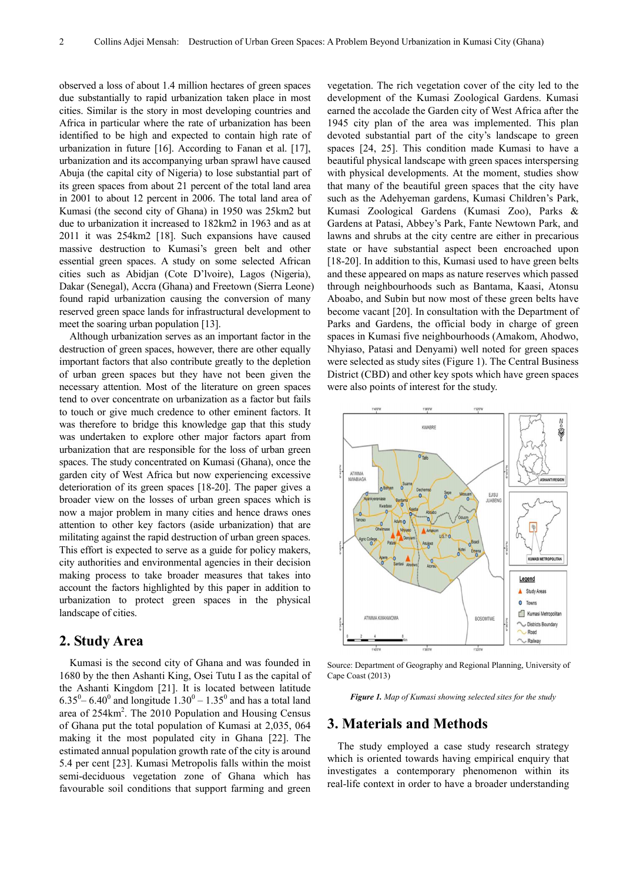observed a loss of about 1.4 million hectares of green spaces due substantially to rapid urbanization taken place in most cities. Similar is the story in most developing countries and Africa in particular where the rate of urbanization has been identified to be high and expected to contain high rate of urbanization in future [16]. According to Fanan et al. [17], urbanization and its accompanying urban sprawl have caused Abuja (the capital city of Nigeria) to lose substantial part of its green spaces from about 21 percent of the total land area in 2001 to about 12 percent in 2006. The total land area of Kumasi (the second city of Ghana) in 1950 was 25km2 but due to urbanization it increased to 182km2 in 1963 and as at 2011 it was 254km2 [18]. Such expansions have caused massive destruction to Kumasi's green belt and other essential green spaces. A study on some selected African cities such as Abidjan (Cote D'lvoire), Lagos (Nigeria), Dakar (Senegal), Accra (Ghana) and Freetown (Sierra Leone) found rapid urbanization causing the conversion of many reserved green space lands for infrastructural development to meet the soaring urban population [13].

Although urbanization serves as an important factor in the destruction of green spaces, however, there are other equally important factors that also contribute greatly to the depletion of urban green spaces but they have not been given the necessary attention. Most of the literature on green spaces tend to over concentrate on urbanization as a factor but fails to touch or give much credence to other eminent factors. It was therefore to bridge this knowledge gap that this study was undertaken to explore other major factors apart from urbanization that are responsible for the loss of urban green spaces. The study concentrated on Kumasi (Ghana), once the garden city of West Africa but now experiencing excessive deterioration of its green spaces [18-20]. The paper gives a broader view on the losses of urban green spaces which is now a major problem in many cities and hence draws ones attention to other key factors (aside urbanization) that are militating against the rapid destruction of urban green spaces. This effort is expected to serve as a guide for policy makers, city authorities and environmental agencies in their decision making process to take broader measures that takes into account the factors highlighted by this paper in addition to urbanization to protect green spaces in the physical landscape of cities.

## 2. Study Area

Kumasi is the second city of Ghana and was founded in 1680 by the then Ashanti King, Osei Tutu I as the capital of the Ashanti Kingdom [21]. It is located between latitude $6.35^0$– $6.40^0$ and longitude $1.30^0$ – $1.35^0$ and has a total land area of $254km^2$. The 2010 Population and Housing Census of Ghana put the total population of Kumasi at 2,035, 064 making it the most populated city in Ghana [22]. The estimated annual population growth rate of the city is around 5.4 per cent [23]. Kumasi Metropolis falls within the moist semi-deciduous vegetation zone of Ghana which has favourable soil conditions that support farming and green vegetation. The rich vegetation cover of the city led to the development of the Kumasi Zoological Gardens. Kumasi earned the accolade the Garden city of West Africa after the 1945 city plan of the area was implemented. This plan devoted substantial part of the city's landscape to green spaces [24, 25]. This condition made Kumasi to have a beautiful physical landscape with green spaces interspersing with physical developments. At the moment, studies show that many of the beautiful green spaces that the city have such as the Adehyeman gardens, Kumasi Children's Park, Kumasi Zoological Gardens (Kumasi Zoo), Parks & Gardens at Patasi, Abbey's Park, Fante Newtown Park, and lawns and shrubs at the city centre are either in precarious state or have substantial aspect been encroached upon [18-20]. In addition to this, Kumasi used to have green belts and these appeared on maps as nature reserves which passed through neighbourhoods such as Bantama, Kaasi, Atonsu Aboabo, and Subin but now most of these green belts have become vacant [20]. In consultation with the Department of Parks and Gardens, the official body in charge of green spaces in Kumasi five neighbourhoods (Amakom, Ahodwo, Nhyiaso, Patasi and Denyami) well noted for green spaces were selected as study sites (Figure 1). The Central Business District (CBD) and other key spots which have green spaces were also points of interest for the study.

Source: Department of Geography and Regional Planning, University of Cape Coast (2013)

***Figure 1.*** *Map of Kumasi showing selected sites for the study*

## 3. Materials and Methods

The study employed a case study research strategy which is oriented towards having empirical enquiry that investigates a contemporary phenomenon within its real-life context in order to have a broader understanding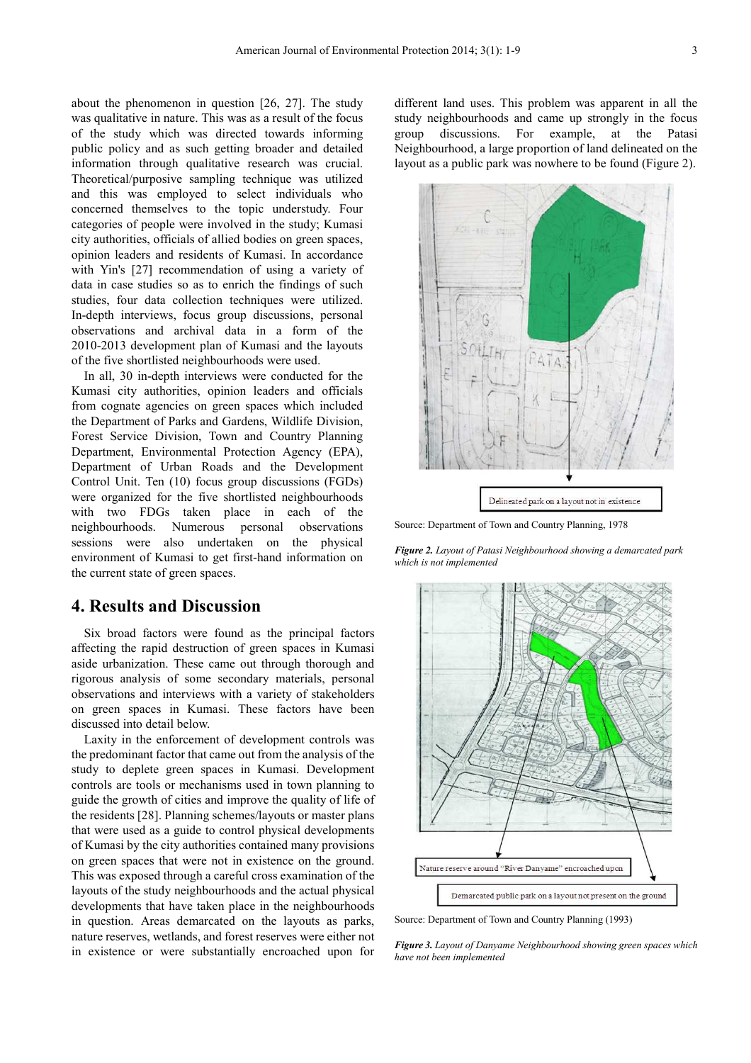about the phenomenon in question [26, 27]. The study was qualitative in nature. This was as a result of the focus of the study which was directed towards informing public policy and as such getting broader and detailed information through qualitative research was crucial. Theoretical/purposive sampling technique was utilized and this was employed to select individuals who concerned themselves to the topic understudy. Four categories of people were involved in the study; Kumasi city authorities, officials of allied bodies on green spaces, opinion leaders and residents of Kumasi. In accordance with Yin's [27] recommendation of using a variety of data in case studies so as to enrich the findings of such studies, four data collection techniques were utilized. In-depth interviews, focus group discussions, personal observations and archival data in a form of the 2010-2013 development plan of Kumasi and the layouts of the five shortlisted neighbourhoods were used.

In all, 30 in-depth interviews were conducted for the Kumasi city authorities, opinion leaders and officials from cognate agencies on green spaces which included the Department of Parks and Gardens, Wildlife Division, Forest Service Division, Town and Country Planning Department, Environmental Protection Agency (EPA), Department of Urban Roads and the Development Control Unit. Ten (10) focus group discussions (FGDs) were organized for the five shortlisted neighbourhoods with two FDGs taken place in each of the neighbourhoods. Numerous personal observations sessions were also undertaken on the physical environment of Kumasi to get first-hand information on the current state of green spaces.

## 4. Results and Discussion

Six broad factors were found as the principal factors affecting the rapid destruction of green spaces in Kumasi aside urbanization. These came out through thorough and rigorous analysis of some secondary materials, personal observations and interviews with a variety of stakeholders on green spaces in Kumasi. These factors have been discussed into detail below.

Laxity in the enforcement of development controls was the predominant factor that came out from the analysis of the study to deplete green spaces in Kumasi. Development controls are tools or mechanisms used in town planning to guide the growth of cities and improve the quality of life of the residents [28]. Planning schemes/layouts or master plans that were used as a guide to control physical developments of Kumasi by the city authorities contained many provisions on green spaces that were not in existence on the ground. This was exposed through a careful cross examination of the layouts of the study neighbourhoods and the actual physical developments that have taken place in the neighbourhoods in question. Areas demarcated on the layouts as parks, nature reserves, wetlands, and forest reserves were either not in existence or were substantially encroached upon for different land uses. This problem was apparent in all the study neighbourhoods and came up strongly in the focus group discussions. For example, at the Patasi Neighbourhood, a large proportion of land delineated on the layout as a public park was nowhere to be found (Figure 2).

Delineated park on a layout not in existence

Source: Department of Town and Country Planning, 1978

***Figure 2.*** *Layout of Patasi Neighbourhood showing a demarcated park which is not implemented*

Nature reserve around "River Danyame" encroached upon

Demarcated public park on a layout not present on the ground

Source: Department of Town and Country Planning (1993)

***Figure 3.*** *Layout of Danyame Neighbourhood showing green spaces which have not been implemented*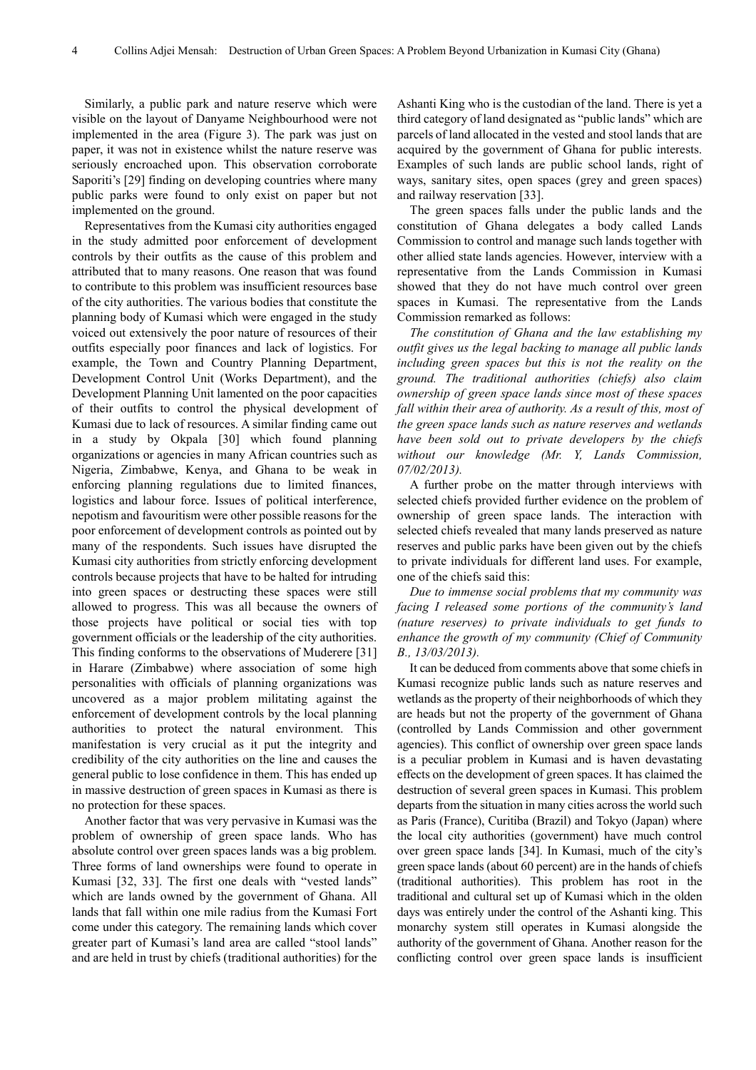Similarly, a public park and nature reserve which were visible on the layout of Danyame Neighbourhood were not implemented in the area (Figure 3). The park was just on paper, it was not in existence whilst the nature reserve was seriously encroached upon. This observation corroborate Saporiti's [29] finding on developing countries where many public parks were found to only exist on paper but not implemented on the ground.

Representatives from the Kumasi city authorities engaged in the study admitted poor enforcement of development controls by their outfits as the cause of this problem and attributed that to many reasons. One reason that was found to contribute to this problem was insufficient resources base of the city authorities. The various bodies that constitute the planning body of Kumasi which were engaged in the study voiced out extensively the poor nature of resources of their outfits especially poor finances and lack of logistics. For example, the Town and Country Planning Department, Development Control Unit (Works Department), and the Development Planning Unit lamented on the poor capacities of their outfits to control the physical development of Kumasi due to lack of resources. A similar finding came out in a study by Okpala [30] which found planning organizations or agencies in many African countries such as Nigeria, Zimbabwe, Kenya, and Ghana to be weak in enforcing planning regulations due to limited finances, logistics and labour force. Issues of political interference, nepotism and favouritism were other possible reasons for the poor enforcement of development controls as pointed out by many of the respondents. Such issues have disrupted the Kumasi city authorities from strictly enforcing development controls because projects that have to be halted for intruding into green spaces or destructing these spaces were still allowed to progress. This was all because the owners of those projects have political or social ties with top government officials or the leadership of the city authorities. This finding conforms to the observations of Muderere [31] in Harare (Zimbabwe) where association of some high personalities with officials of planning organizations was uncovered as a major problem militating against the enforcement of development controls by the local planning authorities to protect the natural environment. This manifestation is very crucial as it put the integrity and credibility of the city authorities on the line and causes the general public to lose confidence in them. This has ended up in massive destruction of green spaces in Kumasi as there is no protection for these spaces.

Another factor that was very pervasive in Kumasi was the problem of ownership of green space lands. Who has absolute control over green spaces lands was a big problem. Three forms of land ownerships were found to operate in Kumasi [32, 33]. The first one deals with "vested lands" which are lands owned by the government of Ghana. All lands that fall within one mile radius from the Kumasi Fort come under this category. The remaining lands which cover greater part of Kumasi's land area are called "stool lands" and are held in trust by chiefs (traditional authorities) for the Ashanti King who is the custodian of the land. There is yet a third category of land designated as "public lands" which are parcels of land allocated in the vested and stool lands that are acquired by the government of Ghana for public interests. Examples of such lands are public school lands, right of ways, sanitary sites, open spaces (grey and green spaces) and railway reservation [33].

The green spaces falls under the public lands and the constitution of Ghana delegates a body called Lands Commission to control and manage such lands together with other allied state lands agencies. However, interview with a representative from the Lands Commission in Kumasi showed that they do not have much control over green spaces in Kumasi. The representative from the Lands Commission remarked as follows:

*The constitution of Ghana and the law establishing my outfit gives us the legal backing to manage all public lands including green spaces but this is not the reality on the ground. The traditional authorities (chiefs) also claim ownership of green space lands since most of these spaces fall within their area of authority. As a result of this, most of the green space lands such as nature reserves and wetlands have been sold out to private developers by the chiefs without our knowledge (Mr. Y, Lands Commission, 07/02/2013).*

A further probe on the matter through interviews with selected chiefs provided further evidence on the problem of ownership of green space lands. The interaction with selected chiefs revealed that many lands preserved as nature reserves and public parks have been given out by the chiefs to private individuals for different land uses. For example, one of the chiefs said this:

*Due to immense social problems that my community was facing I released some portions of the community's land (nature reserves) to private individuals to get funds to enhance the growth of my community (Chief of Community B., 13/03/2013).*

It can be deduced from comments above that some chiefs in Kumasi recognize public lands such as nature reserves and wetlands as the property of their neighborhoods of which they are heads but not the property of the government of Ghana (controlled by Lands Commission and other government agencies). This conflict of ownership over green space lands is a peculiar problem in Kumasi and is haven devastating effects on the development of green spaces. It has claimed the destruction of several green spaces in Kumasi. This problem departs from the situation in many cities across the world such as Paris (France), Curitiba (Brazil) and Tokyo (Japan) where the local city authorities (government) have much control over green space lands [34]. In Kumasi, much of the city's green space lands (about 60 percent) are in the hands of chiefs (traditional authorities). This problem has root in the traditional and cultural set up of Kumasi which in the olden days was entirely under the control of the Ashanti king. This monarchy system still operates in Kumasi alongside the authority of the government of Ghana. Another reason for the conflicting control over green space lands is insufficient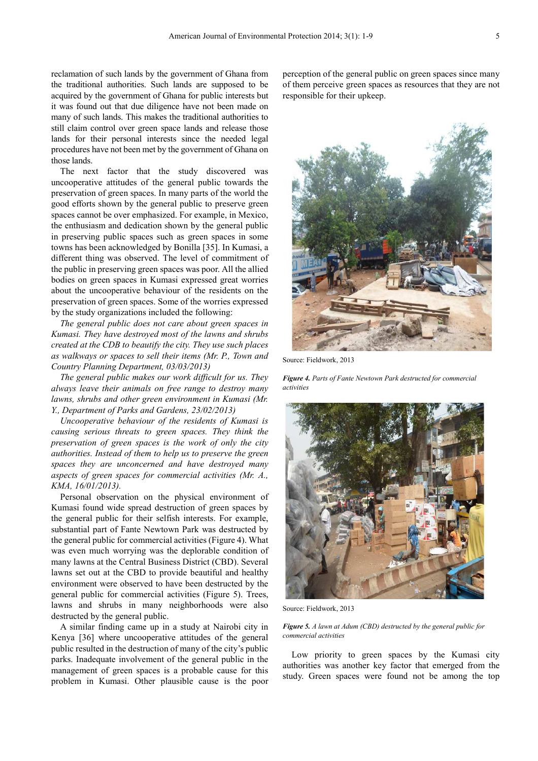reclamation of such lands by the government of Ghana from the traditional authorities. Such lands are supposed to be acquired by the government of Ghana for public interests but it was found out that due diligence have not been made on many of such lands. This makes the traditional authorities to still claim control over green space lands and release those lands for their personal interests since the needed legal procedures have not been met by the government of Ghana on those lands.

The next factor that the study discovered was uncooperative attitudes of the general public towards the preservation of green spaces. In many parts of the world the good efforts shown by the general public to preserve green spaces cannot be over emphasized. For example, in Mexico, the enthusiasm and dedication shown by the general public in preserving public spaces such as green spaces in some towns has been acknowledged by Bonilla [35]. In Kumasi, a different thing was observed. The level of commitment of the public in preserving green spaces was poor. All the allied bodies on green spaces in Kumasi expressed great worries about the uncooperative behaviour of the residents on the preservation of green spaces. Some of the worries expressed by the study organizations included the following:

*The general public does not care about green spaces in Kumasi. They have destroyed most of the lawns and shrubs created at the CDB to beautify the city. They use such places as walkways or spaces to sell their items (Mr. P., Town and Country Planning Department, 03/03/2013)*

*The general public makes our work difficult for us. They always leave their animals on free range to destroy many lawns, shrubs and other green environment in Kumasi (Mr. Y., Department of Parks and Gardens, 23/02/2013)*

*Uncooperative behaviour of the residents of Kumasi is causing serious threats to green spaces. They think the preservation of green spaces is the work of only the city authorities. Instead of them to help us to preserve the green spaces they are unconcerned and have destroyed many aspects of green spaces for commercial activities (Mr. A., KMA, 16/01/2013).*

Personal observation on the physical environment of Kumasi found wide spread destruction of green spaces by the general public for their selfish interests. For example, substantial part of Fante Newtown Park was destructed by the general public for commercial activities (Figure 4). What was even much worrying was the deplorable condition of many lawns at the Central Business District (CBD). Several lawns set out at the CBD to provide beautiful and healthy environment were observed to have been destructed by the general public for commercial activities (Figure 5). Trees, lawns and shrubs in many neighborhoods were also destructed by the general public.

A similar finding came up in a study at Nairobi city in Kenya [36] where uncooperative attitudes of the general public resulted in the destruction of many of the city's public parks. Inadequate involvement of the general public in the management of green spaces is a probable cause for this problem in Kumasi. Other plausible cause is the poor perception of the general public on green spaces since many of them perceive green spaces as resources that they are not responsible for their upkeep.

Source: Fieldwork, 2013

***Figure 4.*** *Parts of Fante Newtown Park destructed for commercial activities*

Source: Fieldwork, 2013

***Figure 5.*** *A lawn at Adum (CBD) destructed by the general public for commercial activities*

Low priority to green spaces by the Kumasi city authorities was another key factor that emerged from the study. Green spaces were found not be among the top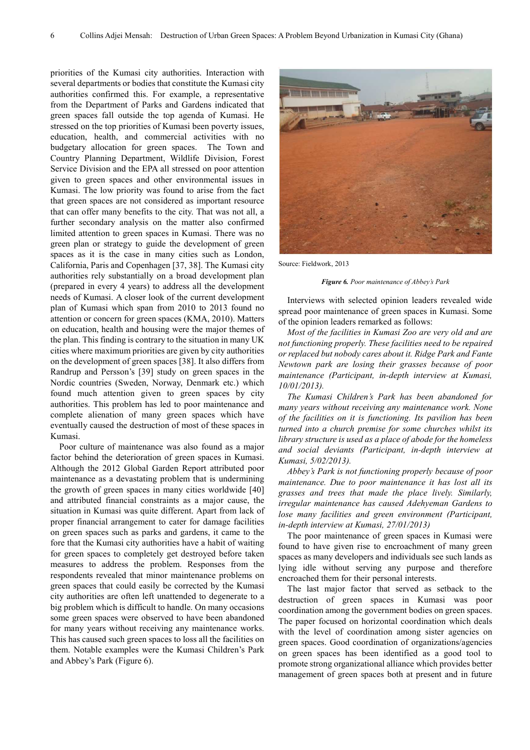priorities of the Kumasi city authorities. Interaction with several departments or bodies that constitute the Kumasi city authorities confirmed this. For example, a representative from the Department of Parks and Gardens indicated that green spaces fall outside the top agenda of Kumasi. He stressed on the top priorities of Kumasi been poverty issues, education, health, and commercial activities with no budgetary allocation for green spaces. The Town and Country Planning Department, Wildlife Division, Forest Service Division and the EPA all stressed on poor attention given to green spaces and other environmental issues in Kumasi. The low priority was found to arise from the fact that green spaces are not considered as important resource that can offer many benefits to the city. That was not all, a further secondary analysis on the matter also confirmed limited attention to green spaces in Kumasi. There was no green plan or strategy to guide the development of green spaces as it is the case in many cities such as London, California, Paris and Copenhagen [37, 38]. The Kumasi city authorities rely substantially on a broad development plan (prepared in every 4 years) to address all the development needs of Kumasi. A closer look of the current development plan of Kumasi which span from 2010 to 2013 found no attention or concern for green spaces (KMA, 2010). Matters on education, health and housing were the major themes of the plan. This finding is contrary to the situation in many UK cities where maximum priorities are given by city authorities on the development of green spaces [38]. It also differs from Randrup and Persson's [39] study on green spaces in the Nordic countries (Sweden, Norway, Denmark etc.) which found much attention given to green spaces by city authorities. This problem has led to poor maintenance and complete alienation of many green spaces which have eventually caused the destruction of most of these spaces in Kumasi.

Poor culture of maintenance was also found as a major factor behind the deterioration of green spaces in Kumasi. Although the 2012 Global Garden Report attributed poor maintenance as a devastating problem that is undermining the growth of green spaces in many cities worldwide [40] and attributed financial constraints as a major cause, the situation in Kumasi was quite different. Apart from lack of proper financial arrangement to cater for damage facilities on green spaces such as parks and gardens, it came to the fore that the Kumasi city authorities have a habit of waiting for green spaces to completely get destroyed before taken measures to address the problem. Responses from the respondents revealed that minor maintenance problems on green spaces that could easily be corrected by the Kumasi city authorities are often left unattended to degenerate to a big problem which is difficult to handle. On many occasions some green spaces were observed to have been abandoned for many years without receiving any maintenance works. This has caused such green spaces to loss all the facilities on them. Notable examples were the Kumasi Children's Park and Abbey's Park (Figure 6).

Source: Fieldwork, 2013

***Figure 6.*** *Poor maintenance of Abbey's Park*

Interviews with selected opinion leaders revealed wide spread poor maintenance of green spaces in Kumasi. Some of the opinion leaders remarked as follows:

*Most of the facilities in Kumasi Zoo are very old and are not functioning properly. These facilities need to be repaired or replaced but nobody cares about it. Ridge Park and Fante Newtown park are losing their grasses because of poor maintenance (Participant, in-depth interview at Kumasi, 10/01/2013).*

*The Kumasi Children's Park has been abandoned for many years without receiving any maintenance work. None of the facilities on it is functioning. Its pavilion has been turned into a church premise for some churches whilst its library structure is used as a place of abode for the homeless and social deviants (Participant, in-depth interview at Kumasi, 5/02/2013).*

*Abbey's Park is not functioning properly because of poor maintenance. Due to poor maintenance it has lost all its grasses and trees that made the place lively. Similarly, irregular maintenance has caused Adehyeman Gardens to lose many facilities and green environment (Participant, in-depth interview at Kumasi, 27/01/2013)*

The poor maintenance of green spaces in Kumasi were found to have given rise to encroachment of many green spaces as many developers and individuals see such lands as lying idle without serving any purpose and therefore encroached them for their personal interests.

The last major factor that served as setback to the destruction of green spaces in Kumasi was poor coordination among the government bodies on green spaces. The paper focused on horizontal coordination which deals with the level of coordination among sister agencies on green spaces. Good coordination of organizations/agencies on green spaces has been identified as a good tool to promote strong organizational alliance which provides better management of green spaces both at present and in future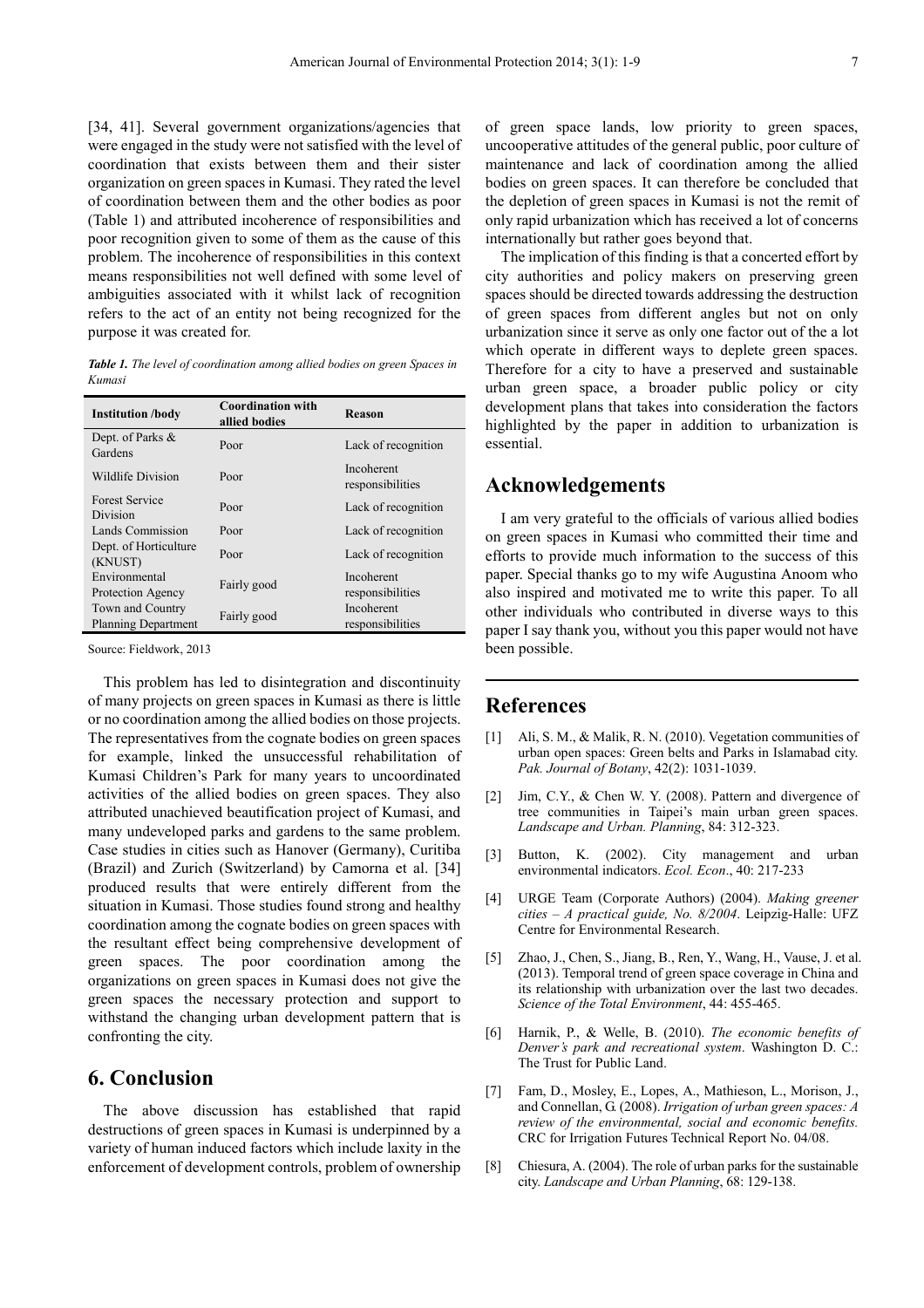[34, 41]. Several government organizations/agencies that were engaged in the study were not satisfied with the level of coordination that exists between them and their sister organization on green spaces in Kumasi. They rated the level of coordination between them and the other bodies as poor (Table 1) and attributed incoherence of responsibilities and poor recognition given to some of them as the cause of this problem. The incoherence of responsibilities in this context means responsibilities not well defined with some level of ambiguities associated with it whilst lack of recognition refers to the act of an entity not being recognized for the purpose it was created for.

***Table 1.*** *The level of coordination among allied bodies on green Spaces in Kumasi*

| Institution /body | Coordination with allied bodies | Reason |
|---|---|---|
| Dept. of Parks & Gardens | Poor | Lack of recognition |
| Wildlife Division | Poor | Incoherent responsibilities |
| Forest Service Division | Poor | Lack of recognition |
| Lands Commission | Poor | Lack of recognition |
| Dept. of Horticulture (KNUST) | Poor | Lack of recognition |
| Environmental Protection Agency | Fairly good | Incoherent responsibilities |
| Town and Country Planning Department | Fairly good | Incoherent responsibilities |

Source: Fieldwork, 2013

This problem has led to disintegration and discontinuity of many projects on green spaces in Kumasi as there is little or no coordination among the allied bodies on those projects. The representatives from the cognate bodies on green spaces for example, linked the unsuccessful rehabilitation of Kumasi Children's Park for many years to uncoordinated activities of the allied bodies on green spaces. They also attributed unachieved beautification project of Kumasi, and many undeveloped parks and gardens to the same problem. Case studies in cities such as Hanover (Germany), Curitiba (Brazil) and Zurich (Switzerland) by Camorna et al. [34] produced results that were entirely different from the situation in Kumasi. Those studies found strong and healthy coordination among the cognate bodies on green spaces with the resultant effect being comprehensive development of green spaces. The poor coordination among the organizations on green spaces in Kumasi does not give the green spaces the necessary protection and support to withstand the changing urban development pattern that is confronting the city.

## 6. Conclusion

The above discussion has established that rapid destructions of green spaces in Kumasi is underpinned by a variety of human induced factors which include laxity in the enforcement of development controls, problem of ownership of green space lands, low priority to green spaces, uncooperative attitudes of the general public, poor culture of maintenance and lack of coordination among the allied bodies on green spaces. It can therefore be concluded that the depletion of green spaces in Kumasi is not the remit of only rapid urbanization which has received a lot of concerns internationally but rather goes beyond that.

The implication of this finding is that a concerted effort by city authorities and policy makers on preserving green spaces should be directed towards addressing the destruction of green spaces from different angles but not on only urbanization since it serve as only one factor out of the a lot which operate in different ways to deplete green spaces. Therefore for a city to have a preserved and sustainable urban green space, a broader public policy or city development plans that takes into consideration the factors highlighted by the paper in addition to urbanization is essential.

## Acknowledgements

I am very grateful to the officials of various allied bodies on green spaces in Kumasi who committed their time and efforts to provide much information to the success of this paper. Special thanks go to my wife Augustina Anoom who also inspired and motivated me to write this paper. To all other individuals who contributed in diverse ways to this paper I say thank you, without you this paper would not have been possible.

## References

[1] Ali, S. M., & Malik, R. N. (2010). Vegetation communities of urban open spaces: Green belts and Parks in Islamabad city. *Pak. Journal of Botany*, 42(2): 1031-1039.

[2] Jim, C.Y., & Chen W. Y. (2008). Pattern and divergence of tree communities in Taipei's main urban green spaces. *Landscape and Urban. Planning*, 84: 312-323.

[3] Button, K. (2002). City management and urban environmental indicators. *Ecol. Econ*., 40: 217-233

[4] URGE Team (Corporate Authors) (2004). *Making greener cities – A practical guide, No. 8/2004*. Leipzig-Halle: UFZ Centre for Environmental Research.

[5] Zhao, J., Chen, S., Jiang, B., Ren, Y., Wang, H., Vause, J. et al. (2013). Temporal trend of green space coverage in China and its relationship with urbanization over the last two decades. *Science of the Total Environment*, 44: 455-465.

[6] Harnik, P., & Welle, B. (2010). *The economic benefits of Denver's park and recreational system*. Washington D. C.: The Trust for Public Land.

[7] Fam, D., Mosley, E., Lopes, A., Mathieson, L., Morison, J., and Connellan, G. (2008). *Irrigation of urban green spaces: A review of the environmental, social and economic benefits.* CRC for Irrigation Futures Technical Report No. 04/08.

[8] Chiesura, A. (2004). The role of urban parks for the sustainable city. *Landscape and Urban Planning*, 68: 129-138.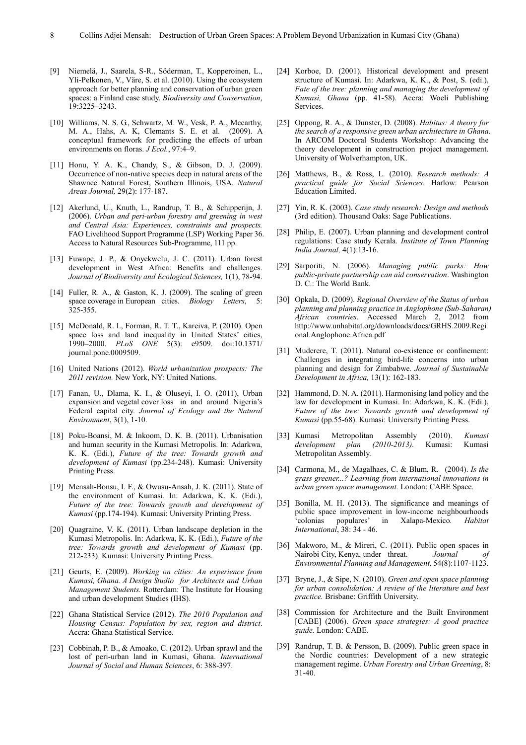[9] Niemelä, J., Saarela, S-R., Söderman, T., Kopperoinen, L., Yli-Pelkonen, V., Väre, S. et al. (2010). Using the ecosystem approach for better planning and conservation of urban green spaces: a Finland case study. *Biodiversity and Conservation*, 19:3225–3243.

[10] Williams, N. S. G., Schwartz, M. W., Vesk, P. A., Mccarthy, M. A., Hahs, A. K, Clemants S. E. et al. (2009). A conceptual framework for predicting the effects of urban environments on floras. *J Ecol.*, 97:4–9.

[11] Honu, Y. A. K., Chandy, S., & Gibson, D. J. (2009). Occurrence of non-native species deep in natural areas of the Shawnee Natural Forest, Southern Illinois, USA. *Natural Areas Journal,* 29(2): 177-187.

[12] Akerlund, U., Knuth, L., Randrup, T. B., & Schipperijn, J. (2006). *Urban and peri-urban forestry and greening in west and Central Asia: Experiences, constraints and prospects.* FAO Livelihood Support Programme (LSP) Working Paper 36. Access to Natural Resources Sub-Programme, 111 pp.

[13] Fuwape, J. P., & Onyekwelu, J. C. (2011). Urban forest development in West Africa: Benefits and challenges. *Journal of Biodiversity and Ecological Sciences,* 1(1), 78-94.

[14] Fuller, R. A., & Gaston, K. J. (2009). The scaling of green space coverage in European cities. *Biology Letters*, 5: 325-355.

[15] McDonald, R. I., Forman, R. T. T., Kareiva, P. (2010). Open space loss and land inequality in United States' cities, 1990–2000. *PLoS ONE* 5(3): e9509. doi:10.1371/ journal.pone.0009509.

[16] United Nations (2012). *World urbanization prospects: The 2011 revision.* New York, NY: United Nations.

[17] Fanan, U., Dlama, K. I., & Oluseyi, I. O. (2011), Urban expansion and vegetal cover loss in and around Nigeria's Federal capital city. *Journal of Ecology and the Natural Environment*, 3(1), 1-10.

[18] Poku-Boansi, M. & Inkoom, D. K. B. (2011). Urbanisation and human security in the Kumasi Metropolis. In: Adarkwa, K. K. (Edi.), *Future of the tree: Towards growth and development of Kumasi* (pp.234-248). Kumasi: University Printing Press.

[19] Mensah-Bonsu, I. F., & Owusu-Ansah, J. K. (2011). State of the environment of Kumasi. In: Adarkwa, K. K. (Edi.), *Future of the tree: Towards growth and development of Kumasi* (pp.174-194). Kumasi: University Printing Press.

[20] Quagraine, V. K. (2011). Urban landscape depletion in the Kumasi Metropolis. In: Adarkwa, K. K. (Edi.), *Future of the tree: Towards growth and development of Kumasi* (pp. 212-233). Kumasi: University Printing Press.

[21] Geurts, E. (2009). *Working on cities: An experience from Kumasi, Ghana. A Design Studio for Architects and Urban Management Students.* Rotterdam: The Institute for Housing and urban development Studies (IHS).

[22] Ghana Statistical Service (2012). *The 2010 Population and Housing Census: Population by sex, region and district*. Accra: Ghana Statistical Service.

[23] Cobbinah, P. B., & Amoako, C. (2012). Urban sprawl and the lost of peri-urban land in Kumasi, Ghana. *International Journal of Social and Human Sciences*, 6: 388-397.

[24] Korboe, D. (2001). Historical development and present structure of Kumasi. In: Adarkwa, K. K., & Post, S. (edi.), *Fate of the tree: planning and managing the development of Kumasi, Ghana* (pp. 41-58). Accra: Woeli Publishing Services.

[25] Oppong, R. A., & Dunster, D. (2008). *Habitus: A theory for the search of a responsive green urban architecture in Ghana*. In ARCOM Doctoral Students Workshop: Advancing the theory development in construction project management. University of Wolverhampton, UK.

[26] Matthews, B., & Ross, L. (2010). *Research methods: A practical guide for Social Sciences.* Harlow: Pearson Education Limited.

[27] Yin, R. K. (2003). *Case study research: Design and methods* (3rd edition). Thousand Oaks: Sage Publications.

[28] Philip, E. (2007). Urban planning and development control regulations: Case study Kerala. *Institute of Town Planning India Journal,* 4(1):13-16.

[29] Sarporiti, N. (2006). *Managing public parks: How public-private partnership can aid conservation*. Washington D. C.: The World Bank.

[30] Opkala, D. (2009). *Regional Overview of the Status of urban planning and planning practice in Anglophone (Sub-Saharan) African countries*. Accessed March 2, 2012 from http://www.unhabitat.org/downloads/docs/GRHS.2009.Regional.Anglophone.Africa.pdf

[31] Muderere, T. (2011). Natural co-existence or confinement: Challenges in integrating bird-life concerns into urban planning and design for Zimbabwe. *Journal of Sustainable Development in Africa,* 13(1): 162-183.

[32] Hammond, D. N. A. (2011). Harmonising land policy and the law for development in Kumasi. In: Adarkwa, K. K. (Edi.), *Future of the tree: Towards growth and development of Kumasi* (pp.55-68). Kumasi: University Printing Press.

[33] Kumasi Metropolitan Assembly (2010). *Kumasi development plan (2010-2013).* Kumasi: Kumasi Metropolitan Assembly.

[34] Carmona, M., de Magalhaes, C. & Blum, R. (2004). *Is the grass greener...? Learning from international innovations in urban green space management.* London: CABE Space.

[35] Bonilla, M. H. (2013). The significance and meanings of public space improvement in low-income neighbourhoods 'colonias populares' in Xalapa-Mexico*. Habitat International*, 38: 34 - 46.

[36] Makworo, M., & Mireri, C. (2011). Public open spaces in Nairobi City, Kenya, under threat. *Journal of Environmental Planning and Management*, 54(8):1107-1123.

[37] Bryne, J., & Sipe, N. (2010). *Green and open space planning for urban consolidation: A review of the literature and best practice.* Brisbane: Griffith University.

[38] Commission for Architecture and the Built Environment [CABE] (2006). *Green space strategies: A good practice guide.* London: CABE.

[39] Randrup, T. B. & Persson, B. (2009). Public green space in the Nordic countries: Development of a new strategic management regime. *Urban Forestry and Urban Greening*, 8: 31-40.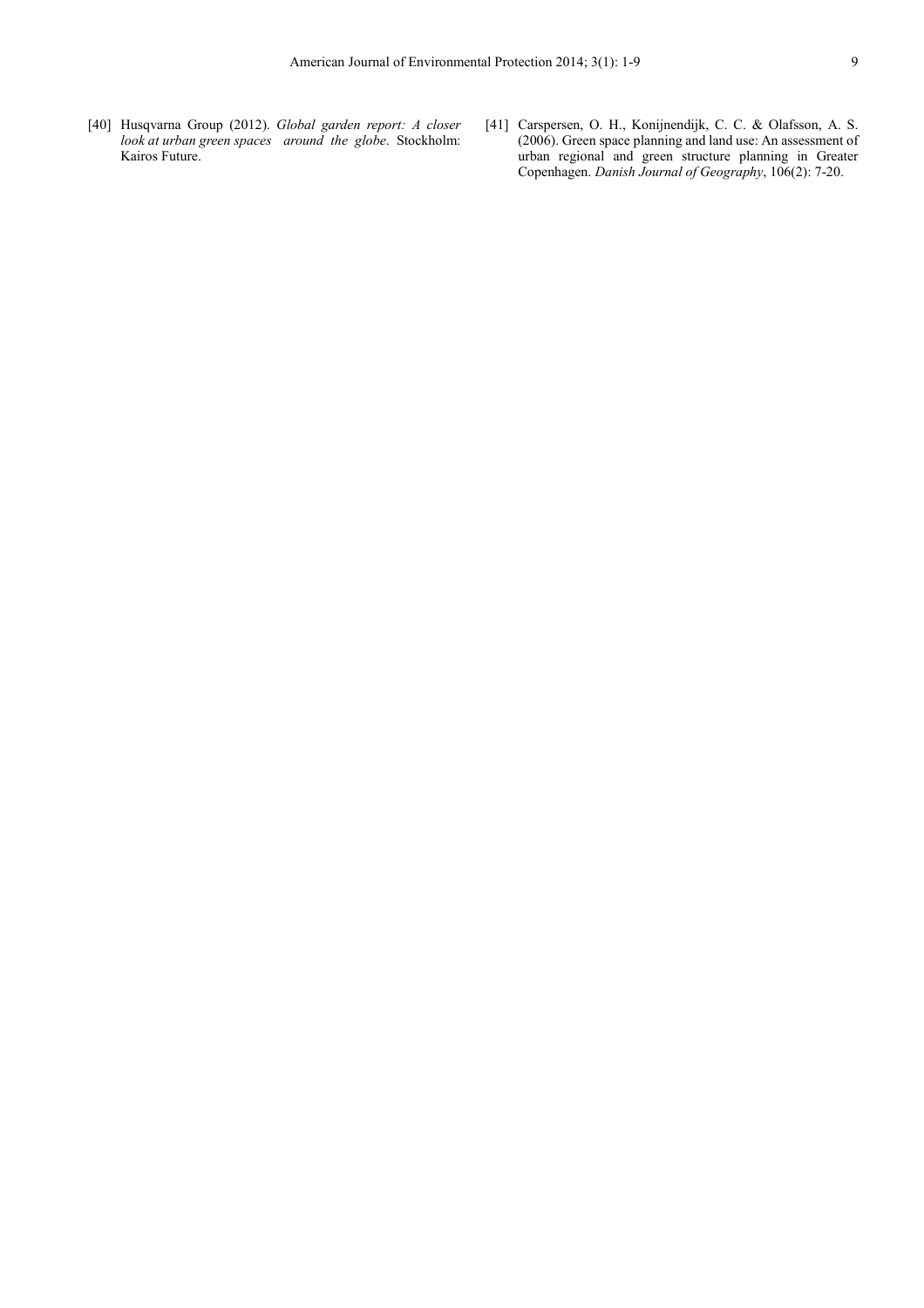[40] Husqvarna Group (2012). *Global garden report: A closer look at urban green spaces around the globe*. Stockholm: Kairos Future.

[41] Carspersen, O. H., Konijnendijk, C. C. & Olafsson, A. S. (2006). Green space planning and land use: An assessment of urban regional and green structure planning in Greater Copenhagen. *Danish Journal of Geography*, 106(2): 7-20.